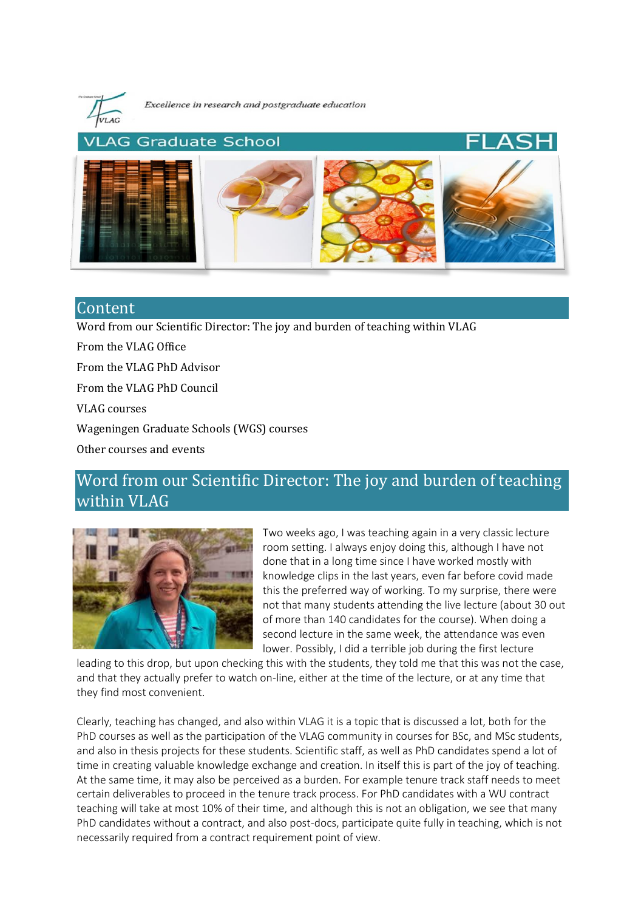*Excellence in research and postgraduate education*

# VLAG Graduate School FLASH

## Content

Word from our Scientific Director: The joy and burden of teaching within VLAG

From the VLAG Office

From the VLAG PhD Advisor

From the VLAG PhD Council

VLAG courses

Wageningen Graduate Schools (WGS) courses

Other courses and events

## Word from our Scientific Director: The joy and burden of teaching within VLAG

Two weeks ago, I was teaching again in a very classic lecture room setting. I always enjoy doing this, although I have not done that in a long time since I have worked mostly with knowledge clips in the last years, even far before covid made this the preferred way of working. To my surprise, there were not that many students attending the live lecture (about 30 out of more than 140 candidates for the course). When doing a second lecture in the same week, the attendance was even lower. Possibly, I did a terrible job during the first lecture leading to this drop, but upon checking this with the students, they told me that this was not the case, and that they actually prefer to watch on-line, either at the time of the lecture, or at any time that they find most convenient.

Clearly, teaching has changed, and also within VLAG it is a topic that is discussed a lot, both for the PhD courses as well as the participation of the VLAG community in courses for BSc, and MSc students, and also in thesis projects for these students. Scientific staff, as well as PhD candidates spend a lot of time in creating valuable knowledge exchange and creation. In itself this is part of the joy of teaching. At the same time, it may also be perceived as a burden. For example tenure track staff needs to meet certain deliverables to proceed in the tenure track process. For PhD candidates with a WU contract teaching will take at most 10% of their time, and although this is not an obligation, we see that many PhD candidates without a contract, and also post-docs, participate quite fully in teaching, which is not necessarily required from a contract requirement point of view.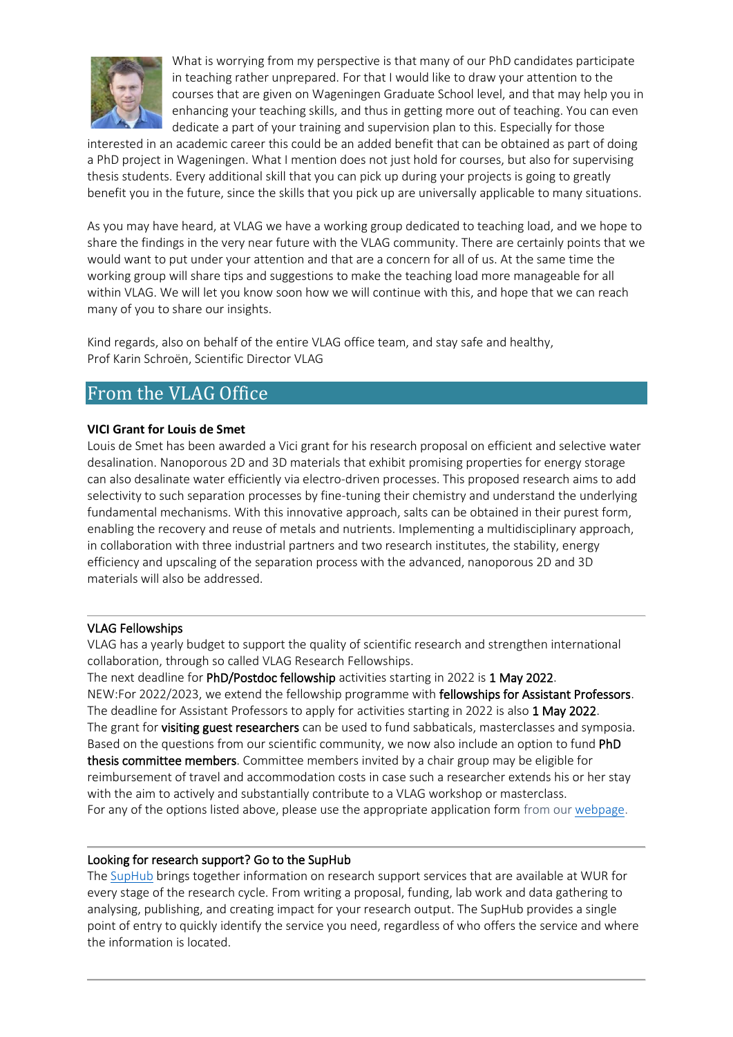What is worrying from my perspective is that many of our PhD candidates participate in teaching rather unprepared. For that I would like to draw your attention to the courses that are given on Wageningen Graduate School level, and that may help you in enhancing your teaching skills, and thus in getting more out of teaching. You can even dedicate a part of your training and supervision plan to this. Especially for those interested in an academic career this could be an added benefit that can be obtained as part of doing a PhD project in Wageningen. What I mention does not just hold for courses, but also for supervising thesis students. Every additional skill that you can pick up during your projects is going to greatly benefit you in the future, since the skills that you pick up are universally applicable to many situations.

As you may have heard, at VLAG we have a working group dedicated to teaching load, and we hope to share the findings in the very near future with the VLAG community. There are certainly points that we would want to put under your attention and that are a concern for all of us. At the same time the working group will share tips and suggestions to make the teaching load more manageable for all within VLAG. We will let you know soon how we will continue with this, and hope that we can reach many of you to share our insights.

Kind regards, also on behalf of the entire VLAG office team, and stay safe and healthy,
Prof Karin Schroën, Scientific Director VLAG

## From the VLAG Office

**VICI Grant for Louis de Smet**

Louis de Smet has been awarded a Vici grant for his research proposal on efficient and selective water desalination. Nanoporous 2D and 3D materials that exhibit promising properties for energy storage can also desalinate water efficiently via electro-driven processes. This proposed research aims to add selectivity to such separation processes by fine-tuning their chemistry and understand the underlying fundamental mechanisms. With this innovative approach, salts can be obtained in their purest form, enabling the recovery and reuse of metals and nutrients. Implementing a multidisciplinary approach, in collaboration with three industrial partners and two research institutes, the stability, energy efficiency and upscaling of the separation process with the advanced, nanoporous 2D and 3D materials will also be addressed.

---

VLAG Fellowships

VLAG has a yearly budget to support the quality of scientific research and strengthen international collaboration, through so called VLAG Research Fellowships.
The next deadline for PhD/Postdoc fellowship activities starting in 2022 is 1 May 2022.
NEW:For 2022/2023, we extend the fellowship programme with fellowships for Assistant Professors.
The deadline for Assistant Professors to apply for activities starting in 2022 is also 1 May 2022.
The grant for visiting guest researchers can be used to fund sabbaticals, masterclasses and symposia.
Based on the questions from our scientific community, we now also include an option to fund PhD thesis committee members. Committee members invited by a chair group may be eligible for reimbursement of travel and accommodation costs in case such a researcher extends his or her stay with the aim to actively and substantially contribute to a VLAG workshop or masterclass.
For any of the options listed above, please use the appropriate application form from our webpage.

---

Looking for research support? Go to the SupHub

The SupHub brings together information on research support services that are available at WUR for every stage of the research cycle. From writing a proposal, funding, lab work and data gathering to analysing, publishing, and creating impact for your research output. The SupHub provides a single point of entry to quickly identify the service you need, regardless of who offers the service and where the information is located.

---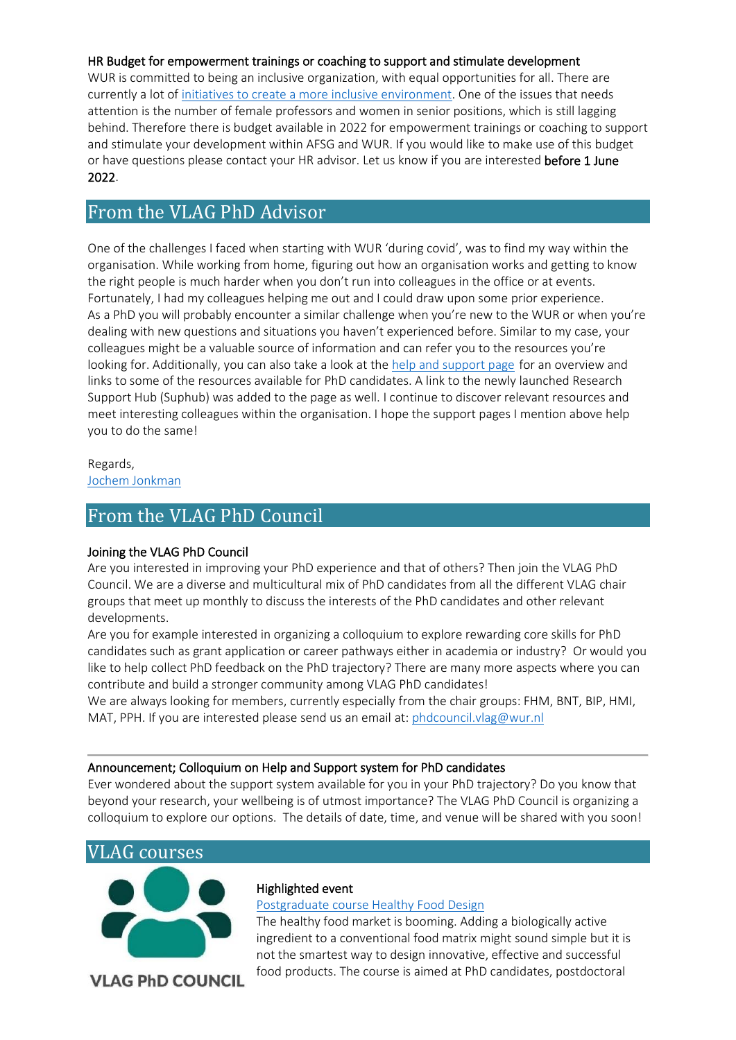### HR Budget for empowerment trainings or coaching to support and stimulate development

WUR is committed to being an inclusive organization, with equal opportunities for all. There are currently a lot of initiatives to create a more inclusive environment. One of the issues that needs attention is the number of female professors and women in senior positions, which is still lagging behind. Therefore there is budget available in 2022 for empowerment trainings or coaching to support and stimulate your development within AFSG and WUR. If you would like to make use of this budget or have questions please contact your HR advisor. Let us know if you are interested **before 1 June 2022**.

## From the VLAG PhD Advisor

One of the challenges I faced when starting with WUR 'during covid', was to find my way within the organisation. While working from home, figuring out how an organisation works and getting to know the right people is much harder when you don't run into colleagues in the office or at events. Fortunately, I had my colleagues helping me out and I could draw upon some prior experience. As a PhD you will probably encounter a similar challenge when you're new to the WUR or when you're dealing with new questions and situations you haven't experienced before. Similar to my case, your colleagues might be a valuable source of information and can refer you to the resources you're looking for. Additionally, you can also take a look at the help and support page for an overview and links to some of the resources available for PhD candidates. A link to the newly launched Research Support Hub (Suphub) was added to the page as well. I continue to discover relevant resources and meet interesting colleagues within the organisation. I hope the support pages I mention above help you to do the same!

Regards,
Jochem Jonkman

## From the VLAG PhD Council

### Joining the VLAG PhD Council

Are you interested in improving your PhD experience and that of others? Then join the VLAG PhD Council. We are a diverse and multicultural mix of PhD candidates from all the different VLAG chair groups that meet up monthly to discuss the interests of the PhD candidates and other relevant developments.
Are you for example interested in organizing a colloquium to explore rewarding core skills for PhD candidates such as grant application or career pathways either in academia or industry? Or would you like to help collect PhD feedback on the PhD trajectory? There are many more aspects where you can contribute and build a stronger community among VLAG PhD candidates!
We are always looking for members, currently especially from the chair groups: FHM, BNT, BIP, HMI, MAT, PPH. If you are interested please send us an email at: phdcouncil.vlag@wur.nl

---

### Announcement; Colloquium on Help and Support system for PhD candidates

Ever wondered about the support system available for you in your PhD trajectory? Do you know that beyond your research, your wellbeing is of utmost importance? The VLAG PhD Council is organizing a colloquium to explore our options. The details of date, time, and venue will be shared with you soon!

## VLAG courses

VLAG PhD COUNCIL

### Highlighted event

Postgraduate course Healthy Food Design

The healthy food market is booming. Adding a biologically active ingredient to a conventional food matrix might sound simple but it is not the smartest way to design innovative, effective and successful food products. The course is aimed at PhD candidates, postdoctoral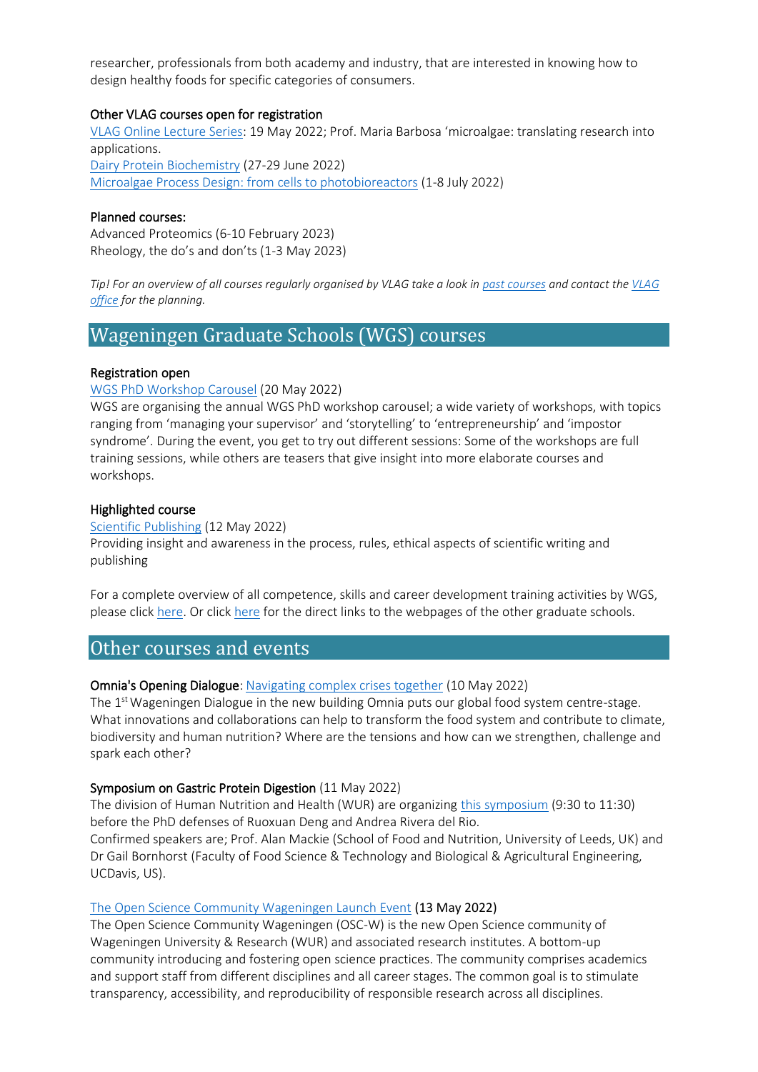researcher, professionals from both academy and industry, that are interested in knowing how to design healthy foods for specific categories of consumers.

**Other VLAG courses open for registration**

[VLAG Online Lecture Series](): 19 May 2022; Prof. Maria Barbosa 'microalgae: translating research into applications.

[Dairy Protein Biochemistry]() (27-29 June 2022)

[Microalgae Process Design: from cells to photobioreactors]() (1-8 July 2022)

**Planned courses:**

Advanced Proteomics (6-10 February 2023)

Rheology, the do's and don'ts (1-3 May 2023)

*Tip! For an overview of all courses regularly organised by VLAG take a look in [past courses]() and contact the [VLAG office]() for the planning.*

## Wageningen Graduate Schools (WGS) courses

**Registration open**

[WGS PhD Workshop Carousel]() (20 May 2022)

WGS are organising the annual WGS PhD workshop carousel; a wide variety of workshops, with topics ranging from 'managing your supervisor' and 'storytelling' to 'entrepreneurship' and 'impostor syndrome'. During the event, you get to try out different sessions: Some of the workshops are full training sessions, while others are teasers that give insight into more elaborate courses and workshops.

**Highlighted course**

[Scientific Publishing]() (12 May 2022)

Providing insight and awareness in the process, rules, ethical aspects of scientific writing and publishing

For a complete overview of all competence, skills and career development training activities by WGS, please click [here](). Or click [here]() for the direct links to the webpages of the other graduate schools.

## Other courses and events

**Omnia's Opening Dialogue**: [Navigating complex crises together]() (10 May 2022)

The 1st Wageningen Dialogue in the new building Omnia puts our global food system centre-stage. What innovations and collaborations can help to transform the food system and contribute to climate, biodiversity and human nutrition? Where are the tensions and how can we strengthen, challenge and spark each other?

**Symposium on Gastric Protein Digestion** (11 May 2022)

The division of Human Nutrition and Health (WUR) are organizing [this symposium]() (9:30 to 11:30) before the PhD defenses of Ruoxuan Deng and Andrea Rivera del Rio.

Confirmed speakers are; Prof. Alan Mackie (School of Food and Nutrition, University of Leeds, UK) and Dr Gail Bornhorst (Faculty of Food Science & Technology and Biological & Agricultural Engineering, UCDavis, US).

[The Open Science Community Wageningen Launch Event]() (13 May 2022)

The Open Science Community Wageningen (OSC-W) is the new Open Science community of Wageningen University & Research (WUR) and associated research institutes. A bottom-up community introducing and fostering open science practices. The community comprises academics and support staff from different disciplines and all career stages. The common goal is to stimulate transparency, accessibility, and reproducibility of responsible research across all disciplines.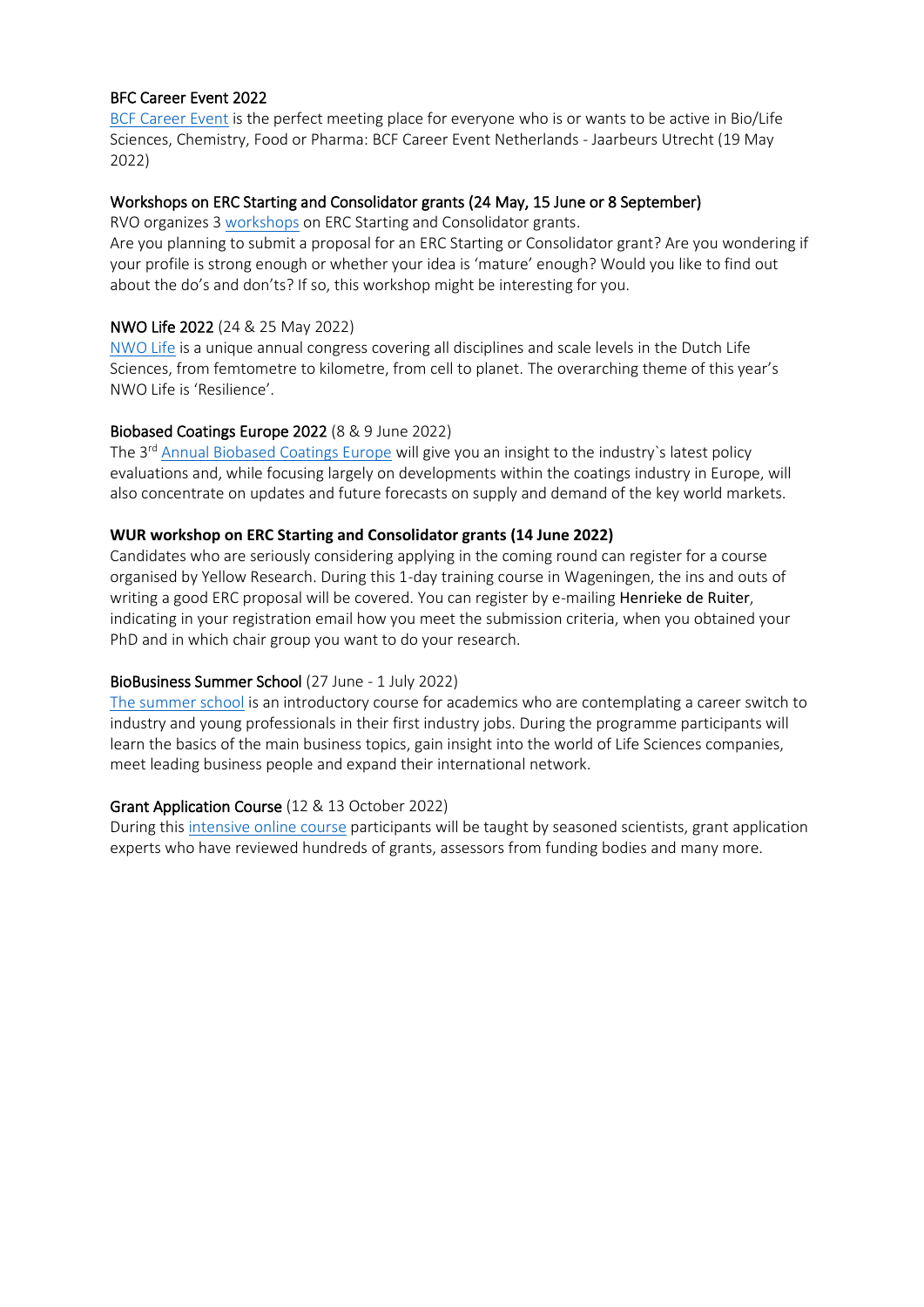### BFC Career Event 2022

BCF Career Event is the perfect meeting place for everyone who is or wants to be active in Bio/Life Sciences, Chemistry, Food or Pharma: BCF Career Event Netherlands - Jaarbeurs Utrecht (19 May 2022)

### Workshops on ERC Starting and Consolidator grants (24 May, 15 June or 8 September)

RVO organizes 3 workshops on ERC Starting and Consolidator grants.
Are you planning to submit a proposal for an ERC Starting or Consolidator grant? Are you wondering if your profile is strong enough or whether your idea is 'mature' enough? Would you like to find out about the do's and don'ts? If so, this workshop might be interesting for you.

### NWO Life 2022 (24 & 25 May 2022)

NWO Life is a unique annual congress covering all disciplines and scale levels in the Dutch Life Sciences, from femtometre to kilometre, from cell to planet. The overarching theme of this year's NWO Life is 'Resilience'.

### Biobased Coatings Europe 2022 (8 & 9 June 2022)

The 3rd Annual Biobased Coatings Europe will give you an insight to the industry`s latest policy evaluations and, while focusing largely on developments within the coatings industry in Europe, will also concentrate on updates and future forecasts on supply and demand of the key world markets.

### **WUR workshop on ERC Starting and Consolidator grants (14 June 2022)**

Candidates who are seriously considering applying in the coming round can register for a course organised by Yellow Research. During this 1-day training course in Wageningen, the ins and outs of writing a good ERC proposal will be covered. You can register by e-mailing Henrieke de Ruiter, indicating in your registration email how you meet the submission criteria, when you obtained your PhD and in which chair group you want to do your research.

### BioBusiness Summer School (27 June - 1 July 2022)

The summer school is an introductory course for academics who are contemplating a career switch to industry and young professionals in their first industry jobs. During the programme participants will learn the basics of the main business topics, gain insight into the world of Life Sciences companies, meet leading business people and expand their international network.

### Grant Application Course (12 & 13 October 2022)

During this intensive online course participants will be taught by seasoned scientists, grant application experts who have reviewed hundreds of grants, assessors from funding bodies and many more.